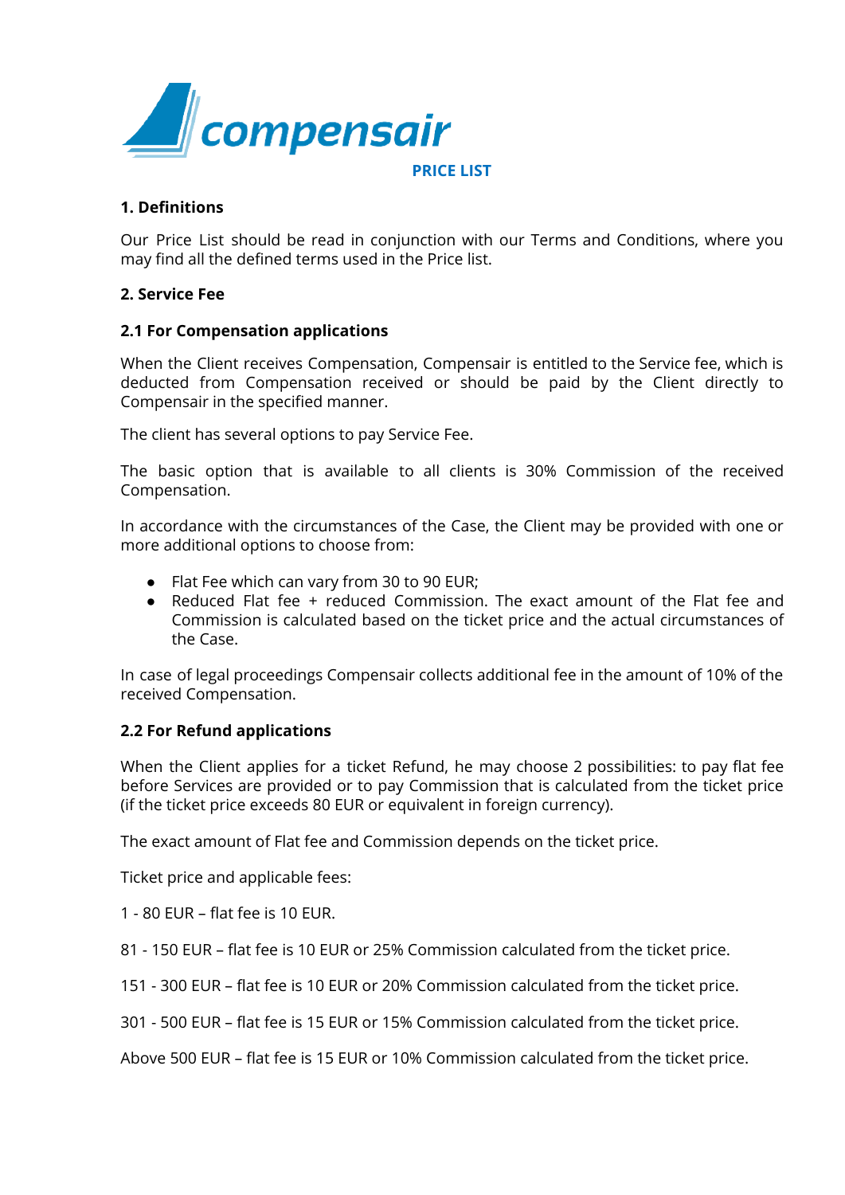compensair

# PRICE LIST

## 1. Definitions

Our Price List should be read in conjunction with our Terms and Conditions, where you may find all the defined terms used in the Price list.

## 2. Service Fee

### 2.1 For Compensation applications

When the Client receives Compensation, Compensair is entitled to the Service fee, which is deducted from Compensation received or should be paid by the Client directly to Compensair in the specified manner.

The client has several options to pay Service Fee.

The basic option that is available to all clients is 30% Commission of the received Compensation.

In accordance with the circumstances of the Case, the Client may be provided with one or more additional options to choose from:

- Flat Fee which can vary from 30 to 90 EUR;
- Reduced Flat fee + reduced Commission. The exact amount of the Flat fee and Commission is calculated based on the ticket price and the actual circumstances of the Case.

In case of legal proceedings Compensair collects additional fee in the amount of 10% of the received Compensation.

### 2.2 For Refund applications

When the Client applies for a ticket Refund, he may choose 2 possibilities: to pay flat fee before Services are provided or to pay Commission that is calculated from the ticket price (if the ticket price exceeds 80 EUR or equivalent in foreign currency).

The exact amount of Flat fee and Commission depends on the ticket price.

Ticket price and applicable fees:

1 - 80 EUR – flat fee is 10 EUR.

81 - 150 EUR – flat fee is 10 EUR or 25% Commission calculated from the ticket price.

151 - 300 EUR – flat fee is 10 EUR or 20% Commission calculated from the ticket price.

301 - 500 EUR – flat fee is 15 EUR or 15% Commission calculated from the ticket price.

Above 500 EUR – flat fee is 15 EUR or 10% Commission calculated from the ticket price.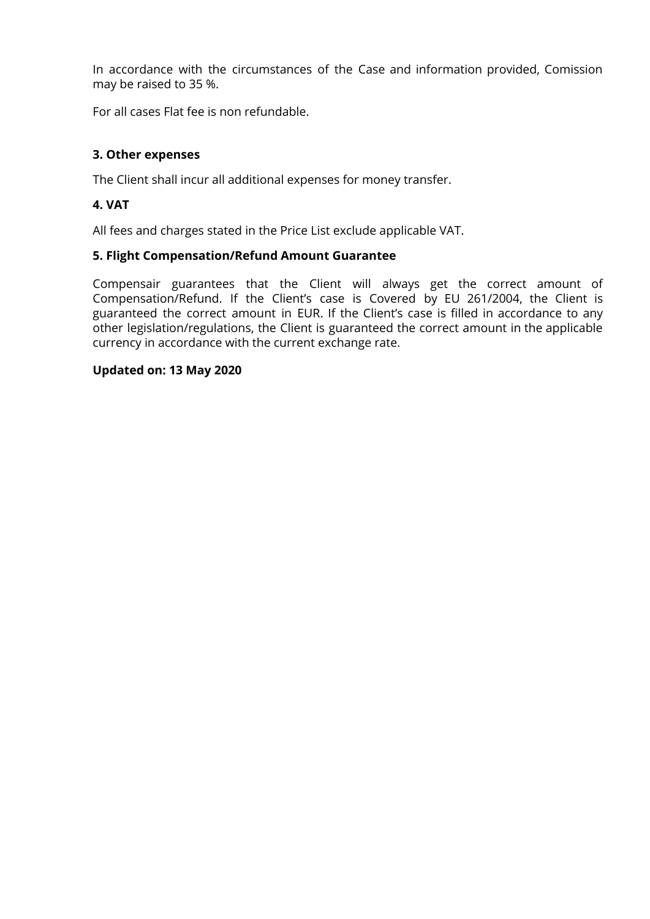In accordance with the circumstances of the Case and information provided, Comission may be raised to 35 %.

For all cases Flat fee is non refundable.

### 3. Other expenses

The Client shall incur all additional expenses for money transfer.

### 4. VAT

All fees and charges stated in the Price List exclude applicable VAT.

### 5. Flight Compensation/Refund Amount Guarantee

Compensair guarantees that the Client will always get the correct amount of Compensation/Refund. If the Client's case is Covered by EU 261/2004, the Client is guaranteed the correct amount in EUR. If the Client's case is filled in accordance to any other legislation/regulations, the Client is guaranteed the correct amount in the applicable currency in accordance with the current exchange rate.

**Updated on: 13 May 2020**